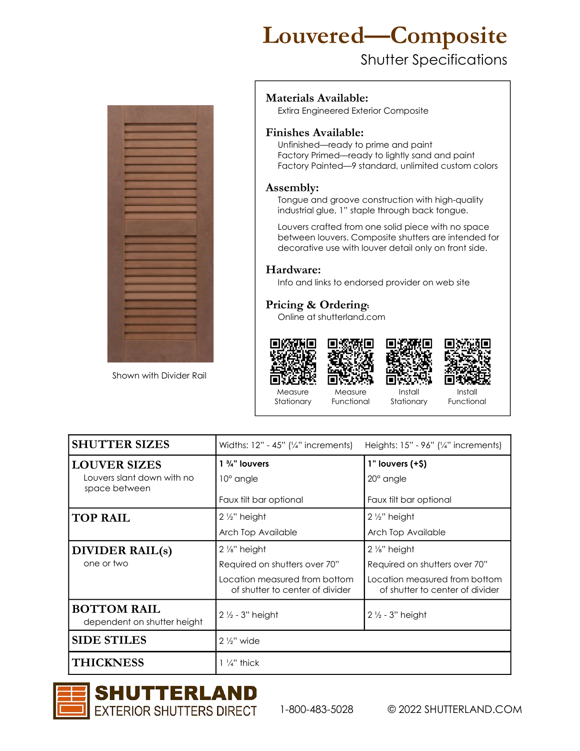# Louvered—Composite

Shutter Specifications

Shown with Divider Rail

### Materials Available:

Extira Engineered Exterior Composite

### Finishes Available:

Unfinished—ready to prime and paint
Factory Primed—ready to lightly sand and paint
Factory Painted—9 standard, unlimited custom colors

### Assembly:

Tongue and groove construction with high-quality industrial glue, 1" staple through back tongue.

Louvers crafted from one solid piece with no space between louvers. Composite shutters are intended for decorative use with louver detail only on front side.

### Hardware:

Info and links to endorsed provider on web site

### Pricing & Ordering:

Online at shutterland.com

Measure Stationary | Measure Functional | Install Stationary | Install Functional

| | | |
|---|---|---|
| **SHUTTER SIZES** | Widths: 12" - 45" (¼" increments) | Heights: 15" - 96" (¼" increments) |
| **LOUVER SIZES**<br>Louvers slant down with no space between | **1 ¾" louvers**<br>10° angle<br>Faux tilt bar optional | **1" louvers (+$)**<br>20° angle<br>Faux tilt bar optional |
| **TOP RAIL** | 2 ½" height<br>Arch Top Available | 2 ½" height<br>Arch Top Available |
| **DIVIDER RAIL(s)**<br>one or two | 2 ⅛" height<br>Required on shutters over 70"<br>Location measured from bottom of shutter to center of divider | 2 ⅛" height<br>Required on shutters over 70"<br>Location measured from bottom of shutter to center of divider |
| **BOTTOM RAIL**<br>dependent on shutter height | 2 ½ - 3" height | 2 ½ - 3" height |
| **SIDE STILES** | 2 ½" wide | |
| **THICKNESS** | 1 ¼" thick | |

**SHUTTERLAND**
EXTERIOR SHUTTERS DIRECT

1-800-483-5028 © 2022 SHUTTERLAND.COM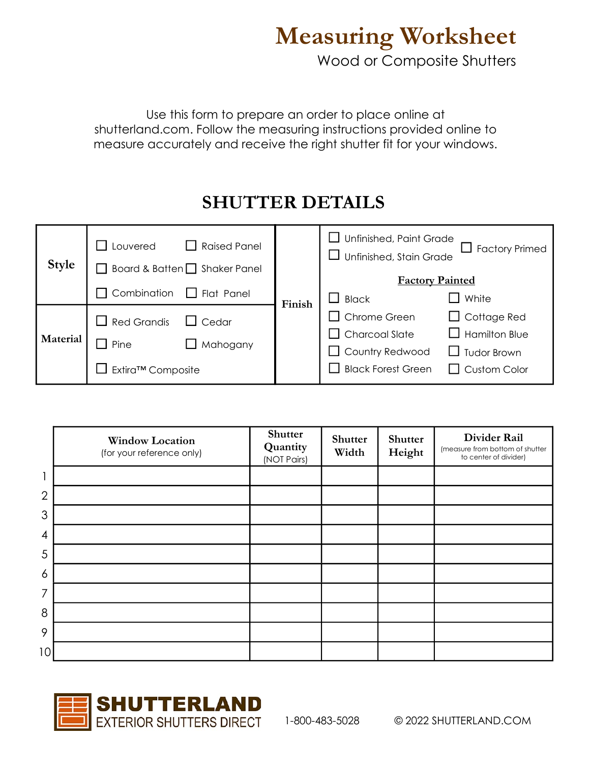# Measuring Worksheet

Wood or Composite Shutters

Use this form to prepare an order to place online at shutterland.com. Follow the measuring instructions provided online to measure accurately and receive the right shutter fit for your windows.

## SHUTTER DETAILS

| | | | |
|---|---|---|---|
| **Style** | ☐ Louvered ☐ Raised Panel<br>☐ Board & Batten ☐ Shaker Panel<br>☐ Combination ☐ Flat Panel | **Finish** | ☐ Unfinished, Paint Grade<br>☐ Unfinished, Stain Grade<br>☐ Factory Primed<br>**Factory Painted**<br>☐ Black ☐ White<br>☐ Chrome Green ☐ Cottage Red<br>☐ Charcoal Slate ☐ Hamilton Blue<br>☐ Country Redwood ☐ Tudor Brown<br>☐ Black Forest Green ☐ Custom Color |
| **Material** | ☐ Red Grandis ☐ Cedar<br>☐ Pine ☐ Mahogany<br>☐ Extira™ Composite | | |

| | **Window Location** (for your reference only) | **Shutter Quantity** (NOT Pairs) | **Shutter Width** | **Shutter Height** | **Divider Rail** (measure from bottom of shutter to center of divider) |
|---|---|---|---|---|---|
| 1 | | | | | |
| 2 | | | | | |
| 3 | | | | | |
| 4 | | | | | |
| 5 | | | | | |
| 6 | | | | | |
| 7 | | | | | |
| 8 | | | | | |
| 9 | | | | | |
| 10 | | | | | |

**SHUTTERLAND**
EXTERIOR SHUTTERS DIRECT

1-800-483-5028

© 2022 SHUTTERLAND.COM